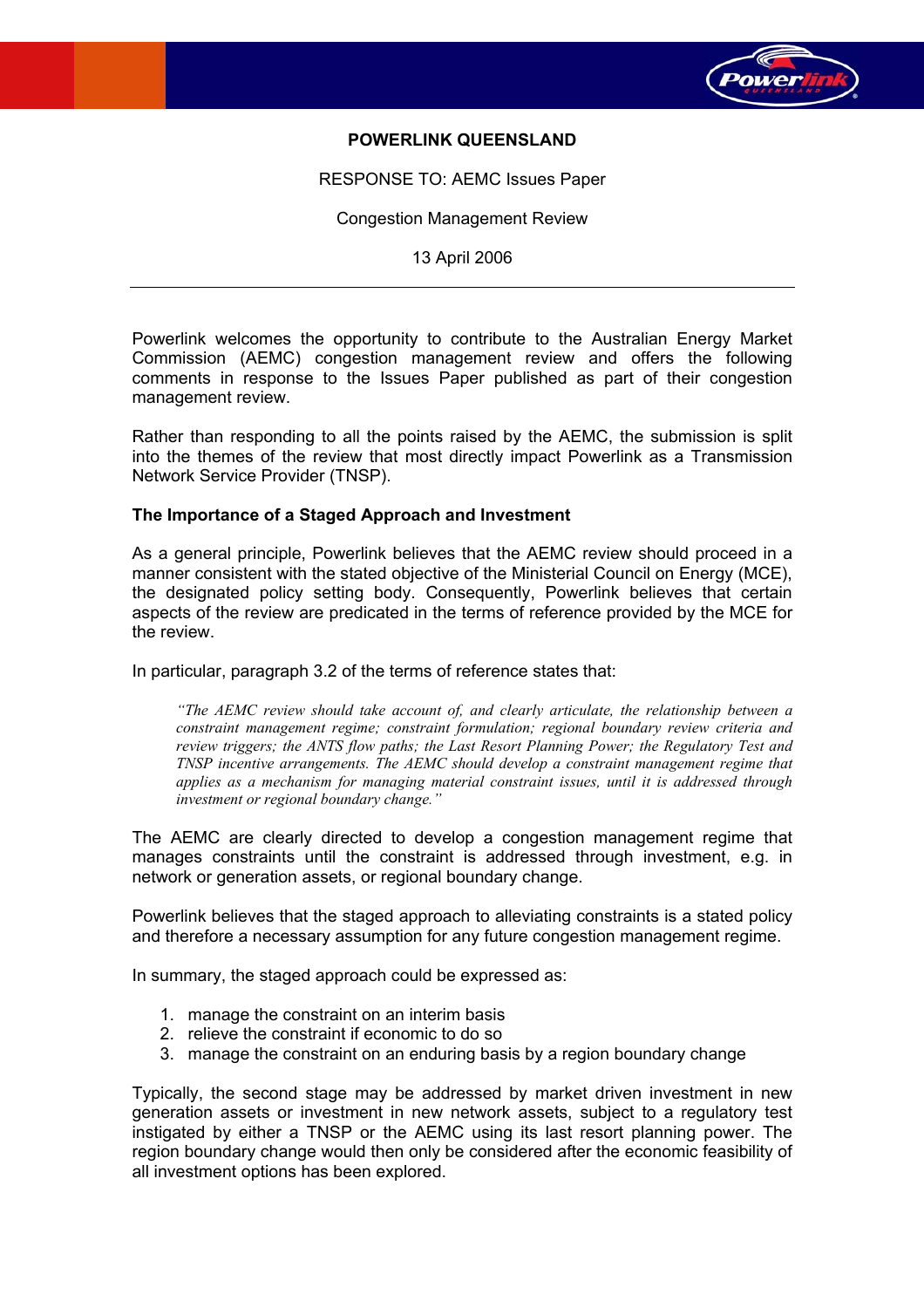**POWERLINK QUEENSLAND**

RESPONSE TO: AEMC Issues Paper

Congestion Management Review

13 April 2006

---

Powerlink welcomes the opportunity to contribute to the Australian Energy Market Commission (AEMC) congestion management review and offers the following comments in response to the Issues Paper published as part of their congestion management review.

Rather than responding to all the points raised by the AEMC, the submission is split into the themes of the review that most directly impact Powerlink as a Transmission Network Service Provider (TNSP).

**The Importance of a Staged Approach and Investment**

As a general principle, Powerlink believes that the AEMC review should proceed in a manner consistent with the stated objective of the Ministerial Council on Energy (MCE), the designated policy setting body. Consequently, Powerlink believes that certain aspects of the review are predicated in the terms of reference provided by the MCE for the review.

In particular, paragraph 3.2 of the terms of reference states that:

> *"The AEMC review should take account of, and clearly articulate, the relationship between a constraint management regime; constraint formulation; regional boundary review criteria and review triggers; the ANTS flow paths; the Last Resort Planning Power; the Regulatory Test and TNSP incentive arrangements. The AEMC should develop a constraint management regime that applies as a mechanism for managing material constraint issues, until it is addressed through investment or regional boundary change."*

The AEMC are clearly directed to develop a congestion management regime that manages constraints until the constraint is addressed through investment, e.g. in network or generation assets, or regional boundary change.

Powerlink believes that the staged approach to alleviating constraints is a stated policy and therefore a necessary assumption for any future congestion management regime.

In summary, the staged approach could be expressed as:

1. manage the constraint on an interim basis
2. relieve the constraint if economic to do so
3. manage the constraint on an enduring basis by a region boundary change

Typically, the second stage may be addressed by market driven investment in new generation assets or investment in new network assets, subject to a regulatory test instigated by either a TNSP or the AEMC using its last resort planning power. The region boundary change would then only be considered after the economic feasibility of all investment options has been explored.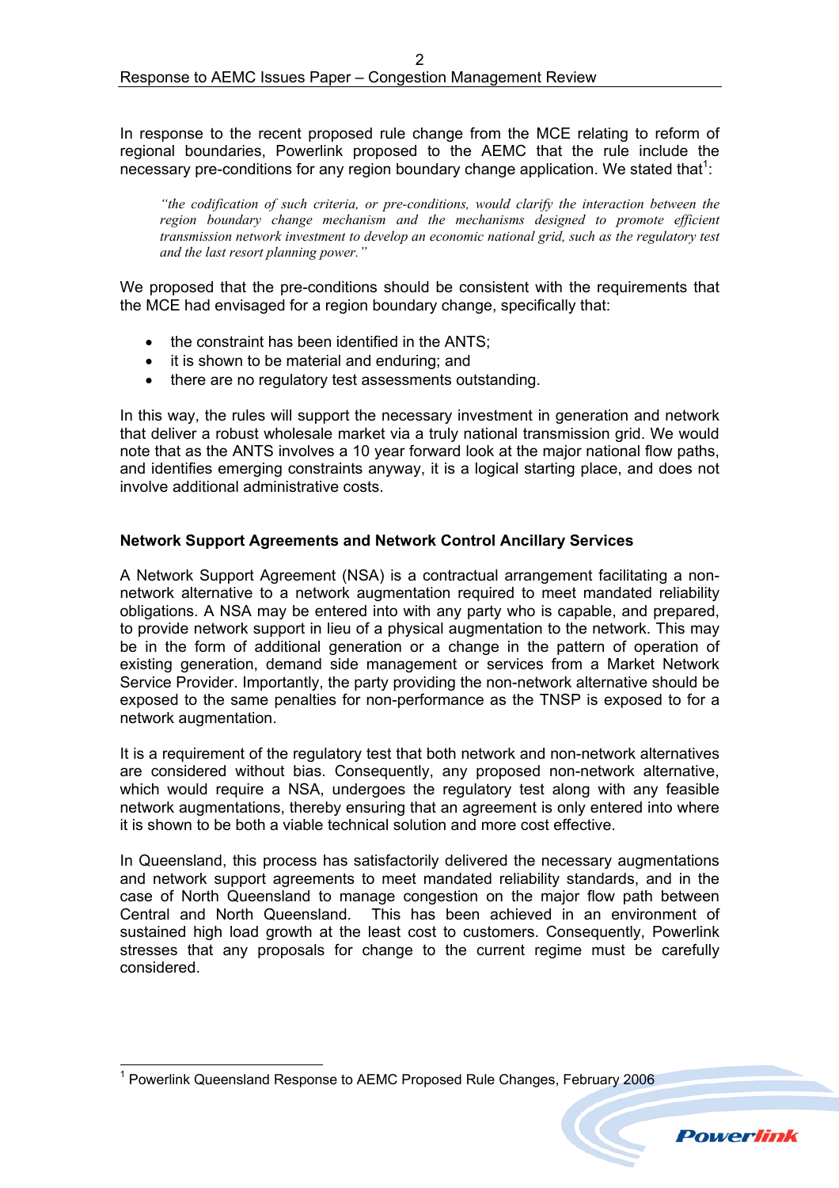In response to the recent proposed rule change from the MCE relating to reform of regional boundaries, Powerlink proposed to the AEMC that the rule include the necessary pre-conditions for any region boundary change application. We stated that[1]:

> *"the codification of such criteria, or pre-conditions, would clarify the interaction between the region boundary change mechanism and the mechanisms designed to promote efficient transmission network investment to develop an economic national grid, such as the regulatory test and the last resort planning power."*

We proposed that the pre-conditions should be consistent with the requirements that the MCE had envisaged for a region boundary change, specifically that:

- the constraint has been identified in the ANTS;
- it is shown to be material and enduring; and
- there are no regulatory test assessments outstanding.

In this way, the rules will support the necessary investment in generation and network that deliver a robust wholesale market via a truly national transmission grid. We would note that as the ANTS involves a 10 year forward look at the major national flow paths, and identifies emerging constraints anyway, it is a logical starting place, and does not involve additional administrative costs.

**Network Support Agreements and Network Control Ancillary Services**

A Network Support Agreement (NSA) is a contractual arrangement facilitating a non-network alternative to a network augmentation required to meet mandated reliability obligations. A NSA may be entered into with any party who is capable, and prepared, to provide network support in lieu of a physical augmentation to the network. This may be in the form of additional generation or a change in the pattern of operation of existing generation, demand side management or services from a Market Network Service Provider. Importantly, the party providing the non-network alternative should be exposed to the same penalties for non-performance as the TNSP is exposed to for a network augmentation.

It is a requirement of the regulatory test that both network and non-network alternatives are considered without bias. Consequently, any proposed non-network alternative, which would require a NSA, undergoes the regulatory test along with any feasible network augmentations, thereby ensuring that an agreement is only entered into where it is shown to be both a viable technical solution and more cost effective.

In Queensland, this process has satisfactorily delivered the necessary augmentations and network support agreements to meet mandated reliability standards, and in the case of North Queensland to manage congestion on the major flow path between Central and North Queensland. This has been achieved in an environment of sustained high load growth at the least cost to customers. Consequently, Powerlink stresses that any proposals for change to the current regime must be carefully considered.

---

[1] Powerlink Queensland Response to AEMC Proposed Rule Changes, February 2006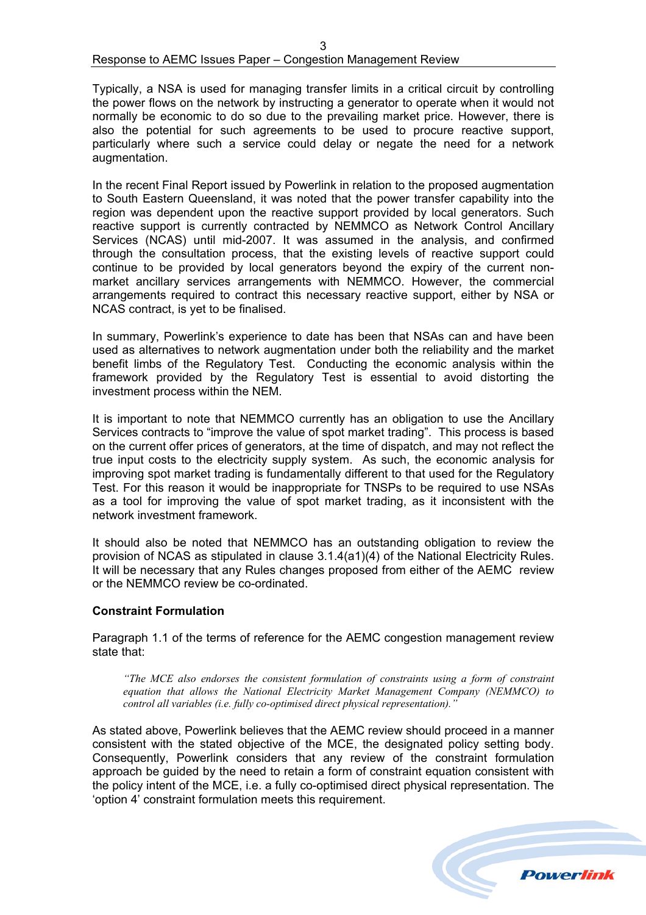Typically, a NSA is used for managing transfer limits in a critical circuit by controlling the power flows on the network by instructing a generator to operate when it would not normally be economic to do so due to the prevailing market price. However, there is also the potential for such agreements to be used to procure reactive support, particularly where such a service could delay or negate the need for a network augmentation.

In the recent Final Report issued by Powerlink in relation to the proposed augmentation to South Eastern Queensland, it was noted that the power transfer capability into the region was dependent upon the reactive support provided by local generators. Such reactive support is currently contracted by NEMMCO as Network Control Ancillary Services (NCAS) until mid-2007. It was assumed in the analysis, and confirmed through the consultation process, that the existing levels of reactive support could continue to be provided by local generators beyond the expiry of the current non-market ancillary services arrangements with NEMMCO. However, the commercial arrangements required to contract this necessary reactive support, either by NSA or NCAS contract, is yet to be finalised.

In summary, Powerlink's experience to date has been that NSAs can and have been used as alternatives to network augmentation under both the reliability and the market benefit limbs of the Regulatory Test. Conducting the economic analysis within the framework provided by the Regulatory Test is essential to avoid distorting the investment process within the NEM.

It is important to note that NEMMCO currently has an obligation to use the Ancillary Services contracts to "improve the value of spot market trading". This process is based on the current offer prices of generators, at the time of dispatch, and may not reflect the true input costs to the electricity supply system. As such, the economic analysis for improving spot market trading is fundamentally different to that used for the Regulatory Test. For this reason it would be inappropriate for TNSPs to be required to use NSAs as a tool for improving the value of spot market trading, as it inconsistent with the network investment framework.

It should also be noted that NEMMCO has an outstanding obligation to review the provision of NCAS as stipulated in clause 3.1.4(a1)(4) of the National Electricity Rules. It will be necessary that any Rules changes proposed from either of the AEMC review or the NEMMCO review be co-ordinated.

**Constraint Formulation**

Paragraph 1.1 of the terms of reference for the AEMC congestion management review state that:

> *"The MCE also endorses the consistent formulation of constraints using a form of constraint equation that allows the National Electricity Market Management Company (NEMMCO) to control all variables (i.e. fully co-optimised direct physical representation)."*

As stated above, Powerlink believes that the AEMC review should proceed in a manner consistent with the stated objective of the MCE, the designated policy setting body. Consequently, Powerlink considers that any review of the constraint formulation approach be guided by the need to retain a form of constraint equation consistent with the policy intent of the MCE, i.e. a fully co-optimised direct physical representation. The 'option 4' constraint formulation meets this requirement.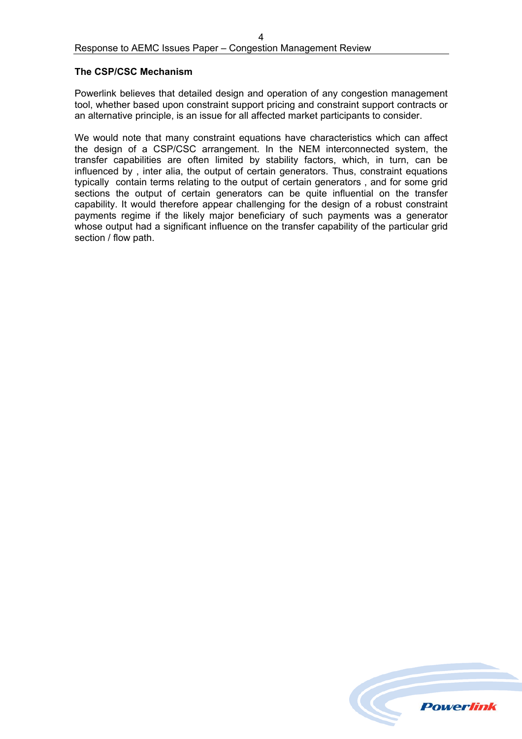**The CSP/CSC Mechanism**

Powerlink believes that detailed design and operation of any congestion management tool, whether based upon constraint support pricing and constraint support contracts or an alternative principle, is an issue for all affected market participants to consider.

We would note that many constraint equations have characteristics which can affect the design of a CSP/CSC arrangement. In the NEM interconnected system, the transfer capabilities are often limited by stability factors, which, in turn, can be influenced by , inter alia, the output of certain generators. Thus, constraint equations typically contain terms relating to the output of certain generators , and for some grid sections the output of certain generators can be quite influential on the transfer capability. It would therefore appear challenging for the design of a robust constraint payments regime if the likely major beneficiary of such payments was a generator whose output had a significant influence on the transfer capability of the particular grid section / flow path.